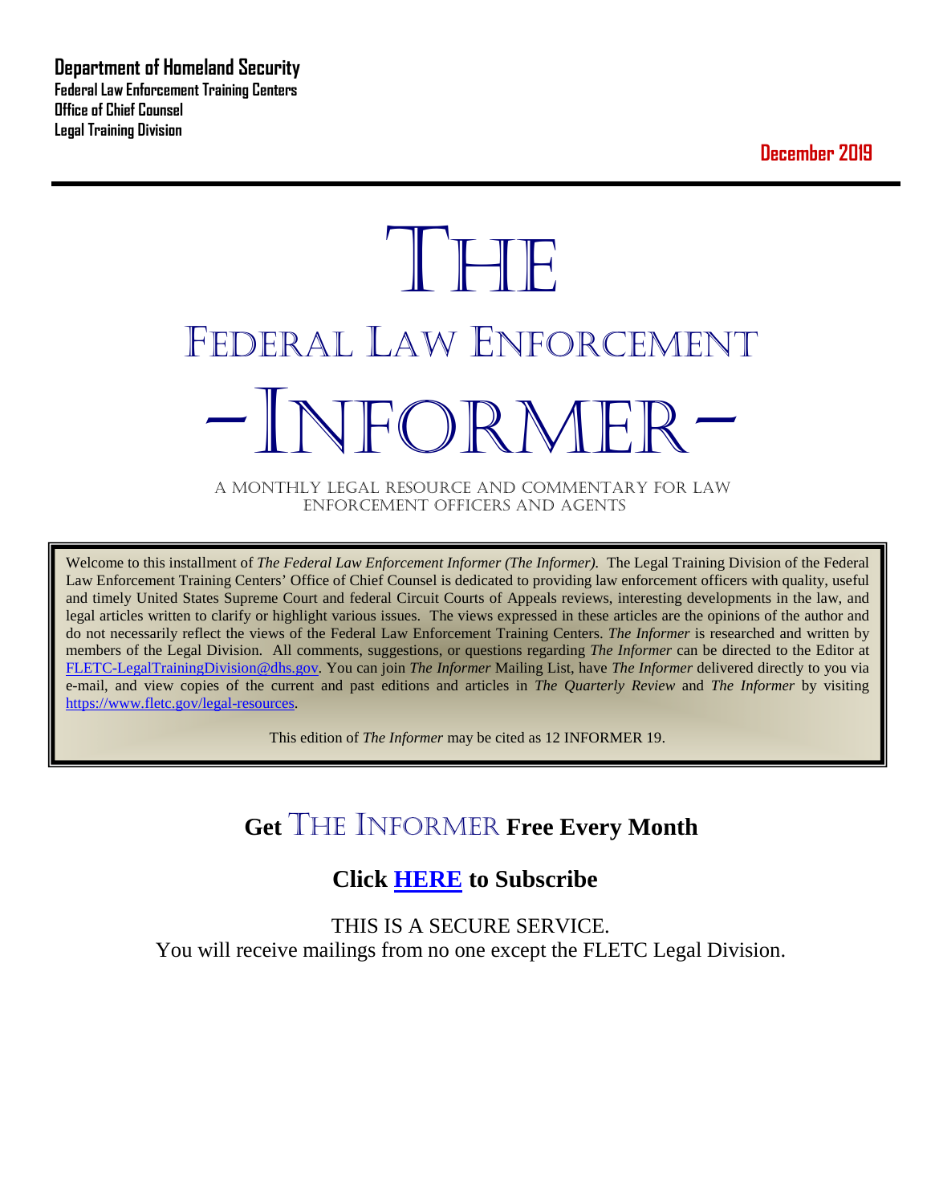**Department of Homeland Security**
**Federal Law Enforcement Training Centers**
**Office of Chief Counsel**
**Legal Training Division**

**December 2019**

# THE

# FEDERAL LAW ENFORCEMENT

# -INFORMER-

A MONTHLY LEGAL RESOURCE AND COMMENTARY FOR LAW ENFORCEMENT OFFICERS AND AGENTS

Welcome to this installment of *The Federal Law Enforcement Informer (The Informer).* The Legal Training Division of the Federal Law Enforcement Training Centers' Office of Chief Counsel is dedicated to providing law enforcement officers with quality, useful and timely United States Supreme Court and federal Circuit Courts of Appeals reviews, interesting developments in the law, and legal articles written to clarify or highlight various issues. The views expressed in these articles are the opinions of the author and do not necessarily reflect the views of the Federal Law Enforcement Training Centers. *The Informer* is researched and written by members of the Legal Division. All comments, suggestions, or questions regarding *The Informer* can be directed to the Editor at FLETC-LegalTrainingDivision@dhs.gov. You can join *The Informer* Mailing List, have *The Informer* delivered directly to you via e-mail, and view copies of the current and past editions and articles in *The Quarterly Review* and *The Informer* by visiting https://www.fletc.gov/legal-resources.

This edition of *The Informer* may be cited as 12 INFORMER 19.

## Get THE INFORMER Free Every Month

## Click HERE to Subscribe

THIS IS A SECURE SERVICE.
You will receive mailings from no one except the FLETC Legal Division.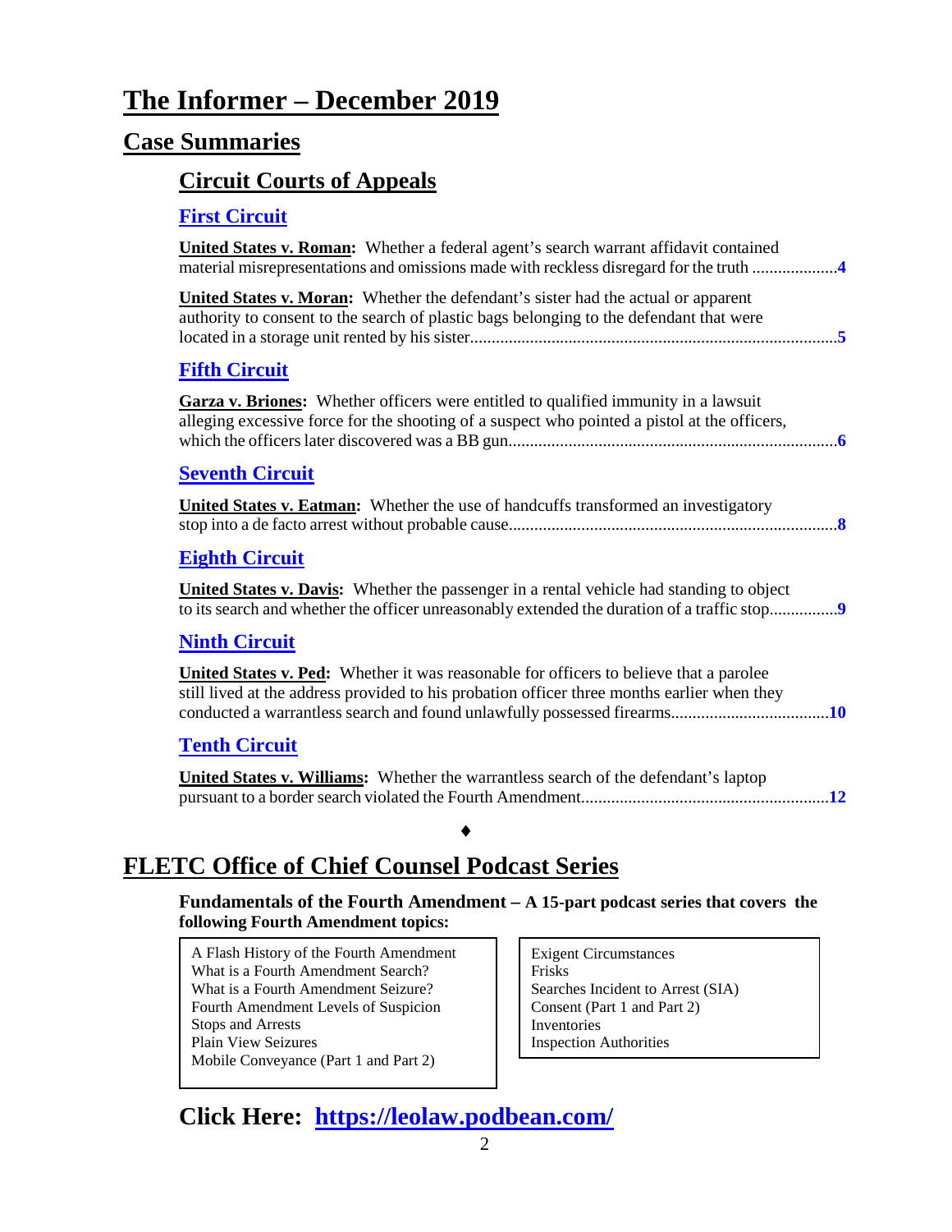# The Informer – December 2019

## Case Summaries

### Circuit Courts of Appeals

#### First Circuit

**United States v. Roman:** Whether a federal agent's search warrant affidavit contained material misrepresentations and omissions made with reckless disregard for the truth ....................**4**

**United States v. Moran:** Whether the defendant's sister had the actual or apparent authority to consent to the search of plastic bags belonging to the defendant that were located in a storage unit rented by his sister.....................................................................................**5**

#### Fifth Circuit

**Garza v. Briones:** Whether officers were entitled to qualified immunity in a lawsuit alleging excessive force for the shooting of a suspect who pointed a pistol at the officers, which the officers later discovered was a BB gun............................................................................**6**

#### Seventh Circuit

**United States v. Eatman:** Whether the use of handcuffs transformed an investigatory stop into a de facto arrest without probable cause............................................................................**8**

#### Eighth Circuit

**United States v. Davis:** Whether the passenger in a rental vehicle had standing to object to its search and whether the officer unreasonably extended the duration of a traffic stop................**9**

#### Ninth Circuit

**United States v. Ped:** Whether it was reasonable for officers to believe that a parolee still lived at the address provided to his probation officer three months earlier when they conducted a warrantless search and found unlawfully possessed firearms....................................**10**

#### Tenth Circuit

**United States v. Williams:** Whether the warrantless search of the defendant's laptop pursuant to a border search violated the Fourth Amendment.........................................................**12**

♦

## FLETC Office of Chief Counsel Podcast Series

**Fundamentals of the Fourth Amendment – A 15-part podcast series that covers the following Fourth Amendment topics:**

- A Flash History of the Fourth Amendment
- What is a Fourth Amendment Search?
- What is a Fourth Amendment Seizure?
- Fourth Amendment Levels of Suspicion
- Stops and Arrests
- Plain View Seizures
- Mobile Conveyance (Part 1 and Part 2)
- Exigent Circumstances
- Frisks
- Searches Incident to Arrest (SIA)
- Consent (Part 1 and Part 2)
- Inventories
- Inspection Authorities

## Click Here: https://leolaw.podbean.com/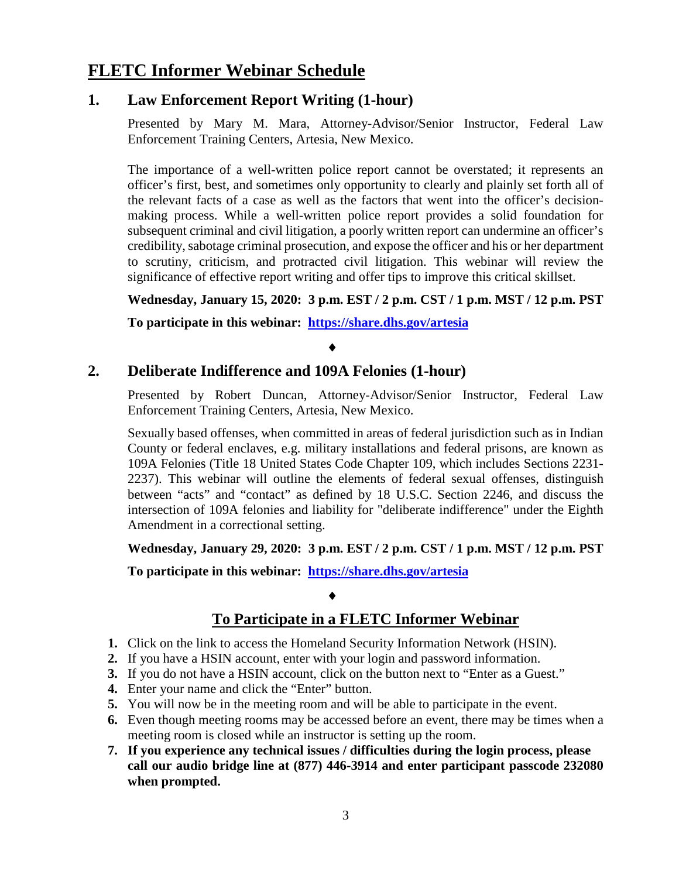# FLETC Informer Webinar Schedule

## 1. Law Enforcement Report Writing (1-hour)

Presented by Mary M. Mara, Attorney-Advisor/Senior Instructor, Federal Law Enforcement Training Centers, Artesia, New Mexico.

The importance of a well-written police report cannot be overstated; it represents an officer's first, best, and sometimes only opportunity to clearly and plainly set forth all of the relevant facts of a case as well as the factors that went into the officer's decision-making process. While a well-written police report provides a solid foundation for subsequent criminal and civil litigation, a poorly written report can undermine an officer's credibility, sabotage criminal prosecution, and expose the officer and his or her department to scrutiny, criticism, and protracted civil litigation. This webinar will review the significance of effective report writing and offer tips to improve this critical skillset.

**Wednesday, January 15, 2020: 3 p.m. EST / 2 p.m. CST / 1 p.m. MST / 12 p.m. PST**

**To participate in this webinar: [https://share.dhs.gov/artesia](https://share.dhs.gov/artesia)**

♦

## 2. Deliberate Indifference and 109A Felonies (1-hour)

Presented by Robert Duncan, Attorney-Advisor/Senior Instructor, Federal Law Enforcement Training Centers, Artesia, New Mexico.

Sexually based offenses, when committed in areas of federal jurisdiction such as in Indian County or federal enclaves, e.g. military installations and federal prisons, are known as 109A Felonies (Title 18 United States Code Chapter 109, which includes Sections 2231-2237). This webinar will outline the elements of federal sexual offenses, distinguish between "acts" and "contact" as defined by 18 U.S.C. Section 2246, and discuss the intersection of 109A felonies and liability for "deliberate indifference" under the Eighth Amendment in a correctional setting.

**Wednesday, January 29, 2020: 3 p.m. EST / 2 p.m. CST / 1 p.m. MST / 12 p.m. PST**

**To participate in this webinar: [https://share.dhs.gov/artesia](https://share.dhs.gov/artesia)**

♦

## To Participate in a FLETC Informer Webinar

1. Click on the link to access the Homeland Security Information Network (HSIN).
2. If you have a HSIN account, enter with your login and password information.
3. If you do not have a HSIN account, click on the button next to "Enter as a Guest."
4. Enter your name and click the "Enter" button.
5. You will now be in the meeting room and will be able to participate in the event.
6. Even though meeting rooms may be accessed before an event, there may be times when a meeting room is closed while an instructor is setting up the room.
7. **If you experience any technical issues / difficulties during the login process, please call our audio bridge line at (877) 446-3914 and enter participant passcode 232080 when prompted.**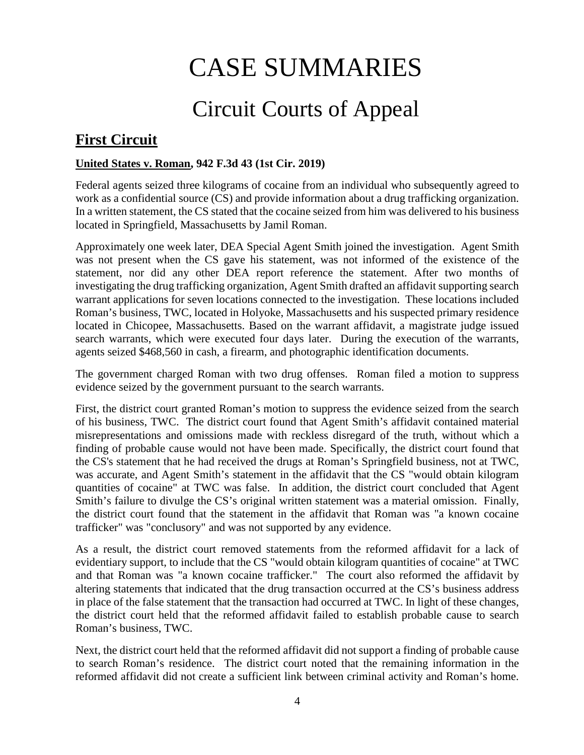# CASE SUMMARIES

## Circuit Courts of Appeal

### First Circuit

**United States v. Roman, 942 F.3d 43 (1st Cir. 2019)**

Federal agents seized three kilograms of cocaine from an individual who subsequently agreed to work as a confidential source (CS) and provide information about a drug trafficking organization. In a written statement, the CS stated that the cocaine seized from him was delivered to his business located in Springfield, Massachusetts by Jamil Roman.

Approximately one week later, DEA Special Agent Smith joined the investigation. Agent Smith was not present when the CS gave his statement, was not informed of the existence of the statement, nor did any other DEA report reference the statement. After two months of investigating the drug trafficking organization, Agent Smith drafted an affidavit supporting search warrant applications for seven locations connected to the investigation. These locations included Roman's business, TWC, located in Holyoke, Massachusetts and his suspected primary residence located in Chicopee, Massachusetts. Based on the warrant affidavit, a magistrate judge issued search warrants, which were executed four days later. During the execution of the warrants, agents seized $468,560 in cash, a firearm, and photographic identification documents.

The government charged Roman with two drug offenses. Roman filed a motion to suppress evidence seized by the government pursuant to the search warrants.

First, the district court granted Roman's motion to suppress the evidence seized from the search of his business, TWC. The district court found that Agent Smith's affidavit contained material misrepresentations and omissions made with reckless disregard of the truth, without which a finding of probable cause would not have been made. Specifically, the district court found that the CS's statement that he had received the drugs at Roman's Springfield business, not at TWC, was accurate, and Agent Smith's statement in the affidavit that the CS "would obtain kilogram quantities of cocaine" at TWC was false. In addition, the district court concluded that Agent Smith's failure to divulge the CS's original written statement was a material omission. Finally, the district court found that the statement in the affidavit that Roman was "a known cocaine trafficker" was "conclusory" and was not supported by any evidence.

As a result, the district court removed statements from the reformed affidavit for a lack of evidentiary support, to include that the CS "would obtain kilogram quantities of cocaine" at TWC and that Roman was "a known cocaine trafficker." The court also reformed the affidavit by altering statements that indicated that the drug transaction occurred at the CS's business address in place of the false statement that the transaction had occurred at TWC. In light of these changes, the district court held that the reformed affidavit failed to establish probable cause to search Roman's business, TWC.

Next, the district court held that the reformed affidavit did not support a finding of probable cause to search Roman's residence. The district court noted that the remaining information in the reformed affidavit did not create a sufficient link between criminal activity and Roman's home.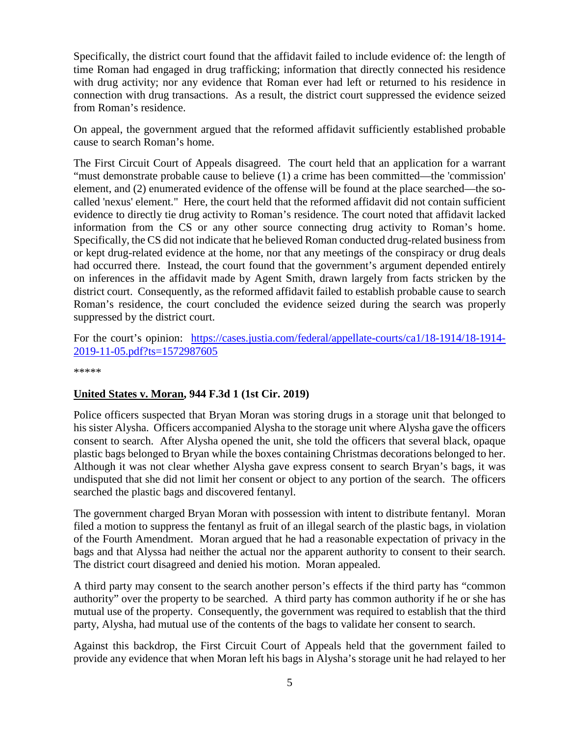Specifically, the district court found that the affidavit failed to include evidence of: the length of time Roman had engaged in drug trafficking; information that directly connected his residence with drug activity; nor any evidence that Roman ever had left or returned to his residence in connection with drug transactions. As a result, the district court suppressed the evidence seized from Roman's residence.

On appeal, the government argued that the reformed affidavit sufficiently established probable cause to search Roman's home.

The First Circuit Court of Appeals disagreed. The court held that an application for a warrant "must demonstrate probable cause to believe (1) a crime has been committed—the 'commission' element, and (2) enumerated evidence of the offense will be found at the place searched—the so-called 'nexus' element." Here, the court held that the reformed affidavit did not contain sufficient evidence to directly tie drug activity to Roman's residence. The court noted that affidavit lacked information from the CS or any other source connecting drug activity to Roman's home. Specifically, the CS did not indicate that he believed Roman conducted drug-related business from or kept drug-related evidence at the home, nor that any meetings of the conspiracy or drug deals had occurred there. Instead, the court found that the government's argument depended entirely on inferences in the affidavit made by Agent Smith, drawn largely from facts stricken by the district court. Consequently, as the reformed affidavit failed to establish probable cause to search Roman's residence, the court concluded the evidence seized during the search was properly suppressed by the district court.

For the court's opinion: [https://cases.justia.com/federal/appellate-courts/ca1/18-1914/18-1914-2019-11-05.pdf?ts=1572987605](https://cases.justia.com/federal/appellate-courts/ca1/18-1914/18-1914-2019-11-05.pdf?ts=1572987605)

*****

**United States v. Moran, 944 F.3d 1 (1st Cir. 2019)**

Police officers suspected that Bryan Moran was storing drugs in a storage unit that belonged to his sister Alysha. Officers accompanied Alysha to the storage unit where Alysha gave the officers consent to search. After Alysha opened the unit, she told the officers that several black, opaque plastic bags belonged to Bryan while the boxes containing Christmas decorations belonged to her. Although it was not clear whether Alysha gave express consent to search Bryan's bags, it was undisputed that she did not limit her consent or object to any portion of the search. The officers searched the plastic bags and discovered fentanyl.

The government charged Bryan Moran with possession with intent to distribute fentanyl. Moran filed a motion to suppress the fentanyl as fruit of an illegal search of the plastic bags, in violation of the Fourth Amendment. Moran argued that he had a reasonable expectation of privacy in the bags and that Alyssa had neither the actual nor the apparent authority to consent to their search. The district court disagreed and denied his motion. Moran appealed.

A third party may consent to the search another person's effects if the third party has "common authority" over the property to be searched. A third party has common authority if he or she has mutual use of the property. Consequently, the government was required to establish that the third party, Alysha, had mutual use of the contents of the bags to validate her consent to search.

Against this backdrop, the First Circuit Court of Appeals held that the government failed to provide any evidence that when Moran left his bags in Alysha's storage unit he had relayed to her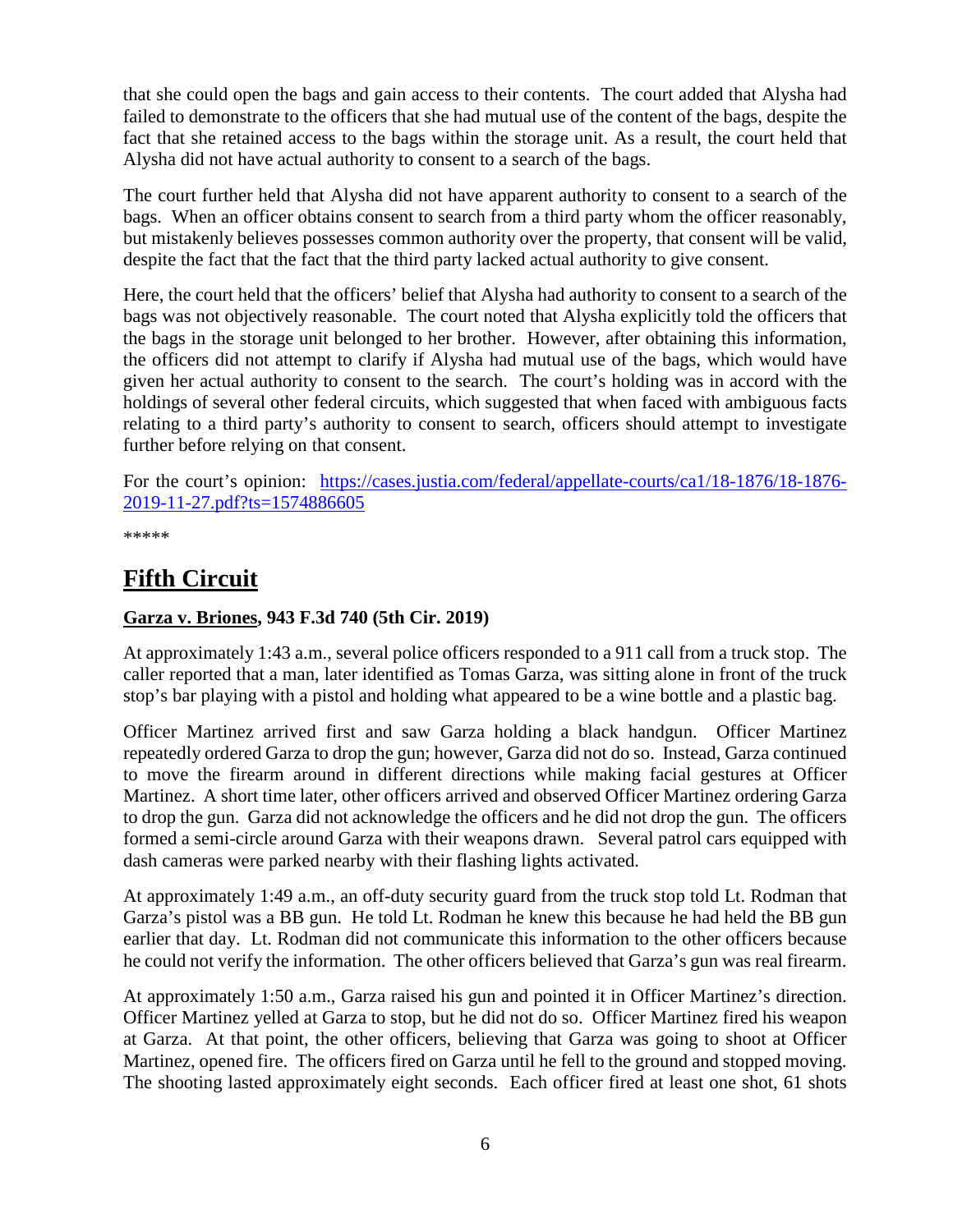that she could open the bags and gain access to their contents. The court added that Alysha had failed to demonstrate to the officers that she had mutual use of the content of the bags, despite the fact that she retained access to the bags within the storage unit. As a result, the court held that Alysha did not have actual authority to consent to a search of the bags.

The court further held that Alysha did not have apparent authority to consent to a search of the bags. When an officer obtains consent to search from a third party whom the officer reasonably, but mistakenly believes possesses common authority over the property, that consent will be valid, despite the fact that the fact that the third party lacked actual authority to give consent.

Here, the court held that the officers' belief that Alysha had authority to consent to a search of the bags was not objectively reasonable. The court noted that Alysha explicitly told the officers that the bags in the storage unit belonged to her brother. However, after obtaining this information, the officers did not attempt to clarify if Alysha had mutual use of the bags, which would have given her actual authority to consent to the search. The court's holding was in accord with the holdings of several other federal circuits, which suggested that when faced with ambiguous facts relating to a third party's authority to consent to search, officers should attempt to investigate further before relying on that consent.

For the court's opinion: [https://cases.justia.com/federal/appellate-courts/ca1/18-1876/18-1876-2019-11-27.pdf?ts=1574886605](https://cases.justia.com/federal/appellate-courts/ca1/18-1876/18-1876-2019-11-27.pdf?ts=1574886605)

*****

# Fifth Circuit

### Garza v. Briones, 943 F.3d 740 (5th Cir. 2019)

At approximately 1:43 a.m., several police officers responded to a 911 call from a truck stop. The caller reported that a man, later identified as Tomas Garza, was sitting alone in front of the truck stop's bar playing with a pistol and holding what appeared to be a wine bottle and a plastic bag.

Officer Martinez arrived first and saw Garza holding a black handgun. Officer Martinez repeatedly ordered Garza to drop the gun; however, Garza did not do so. Instead, Garza continued to move the firearm around in different directions while making facial gestures at Officer Martinez. A short time later, other officers arrived and observed Officer Martinez ordering Garza to drop the gun. Garza did not acknowledge the officers and he did not drop the gun. The officers formed a semi-circle around Garza with their weapons drawn. Several patrol cars equipped with dash cameras were parked nearby with their flashing lights activated.

At approximately 1:49 a.m., an off-duty security guard from the truck stop told Lt. Rodman that Garza's pistol was a BB gun. He told Lt. Rodman he knew this because he had held the BB gun earlier that day. Lt. Rodman did not communicate this information to the other officers because he could not verify the information. The other officers believed that Garza's gun was real firearm.

At approximately 1:50 a.m., Garza raised his gun and pointed it in Officer Martinez's direction. Officer Martinez yelled at Garza to stop, but he did not do so. Officer Martinez fired his weapon at Garza. At that point, the other officers, believing that Garza was going to shoot at Officer Martinez, opened fire. The officers fired on Garza until he fell to the ground and stopped moving. The shooting lasted approximately eight seconds. Each officer fired at least one shot, 61 shots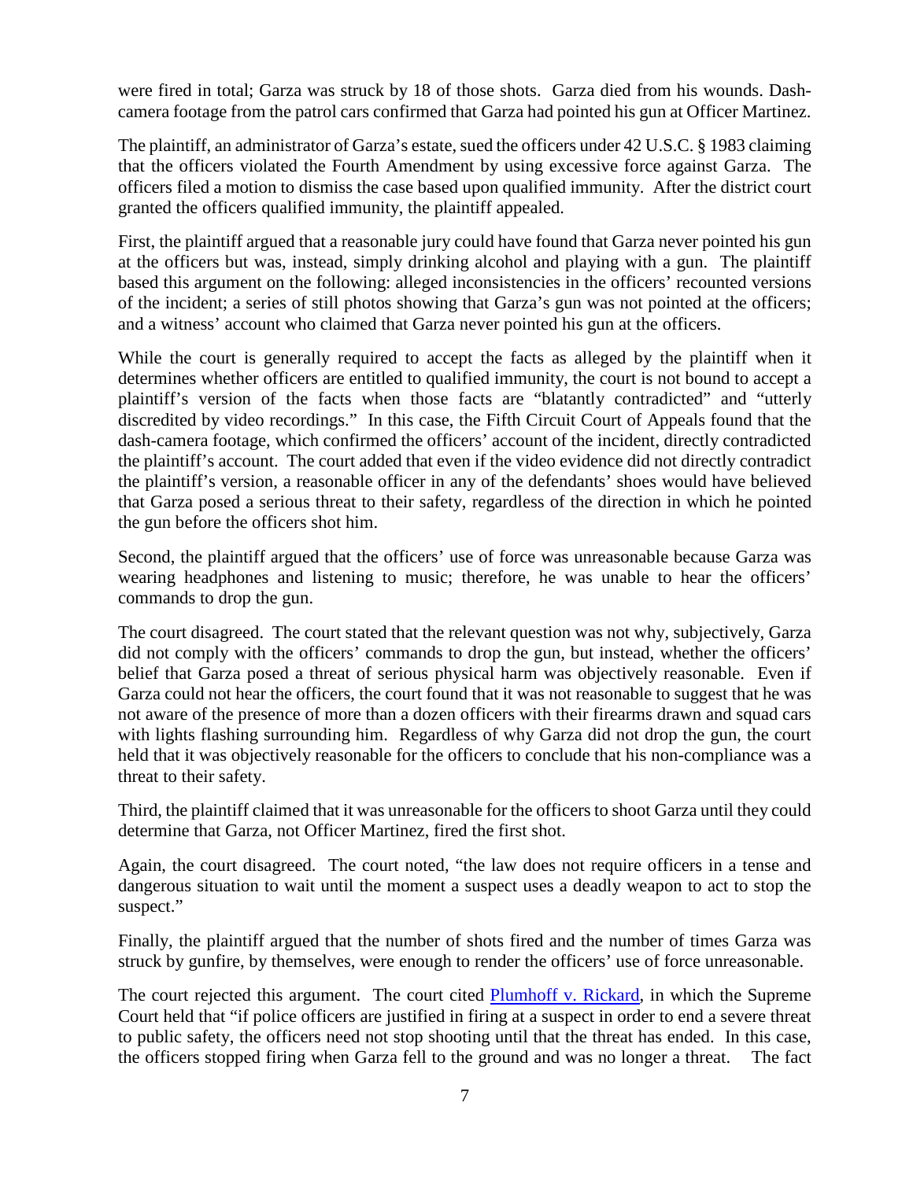were fired in total; Garza was struck by 18 of those shots. Garza died from his wounds. Dash-camera footage from the patrol cars confirmed that Garza had pointed his gun at Officer Martinez.

The plaintiff, an administrator of Garza's estate, sued the officers under 42 U.S.C. § 1983 claiming that the officers violated the Fourth Amendment by using excessive force against Garza. The officers filed a motion to dismiss the case based upon qualified immunity. After the district court granted the officers qualified immunity, the plaintiff appealed.

First, the plaintiff argued that a reasonable jury could have found that Garza never pointed his gun at the officers but was, instead, simply drinking alcohol and playing with a gun. The plaintiff based this argument on the following: alleged inconsistencies in the officers' recounted versions of the incident; a series of still photos showing that Garza's gun was not pointed at the officers; and a witness' account who claimed that Garza never pointed his gun at the officers.

While the court is generally required to accept the facts as alleged by the plaintiff when it determines whether officers are entitled to qualified immunity, the court is not bound to accept a plaintiff's version of the facts when those facts are "blatantly contradicted" and "utterly discredited by video recordings." In this case, the Fifth Circuit Court of Appeals found that the dash-camera footage, which confirmed the officers' account of the incident, directly contradicted the plaintiff's account. The court added that even if the video evidence did not directly contradict the plaintiff's version, a reasonable officer in any of the defendants' shoes would have believed that Garza posed a serious threat to their safety, regardless of the direction in which he pointed the gun before the officers shot him.

Second, the plaintiff argued that the officers' use of force was unreasonable because Garza was wearing headphones and listening to music; therefore, he was unable to hear the officers' commands to drop the gun.

The court disagreed. The court stated that the relevant question was not why, subjectively, Garza did not comply with the officers' commands to drop the gun, but instead, whether the officers' belief that Garza posed a threat of serious physical harm was objectively reasonable. Even if Garza could not hear the officers, the court found that it was not reasonable to suggest that he was not aware of the presence of more than a dozen officers with their firearms drawn and squad cars with lights flashing surrounding him. Regardless of why Garza did not drop the gun, the court held that it was objectively reasonable for the officers to conclude that his non-compliance was a threat to their safety.

Third, the plaintiff claimed that it was unreasonable for the officers to shoot Garza until they could determine that Garza, not Officer Martinez, fired the first shot.

Again, the court disagreed. The court noted, "the law does not require officers in a tense and dangerous situation to wait until the moment a suspect uses a deadly weapon to act to stop the suspect."

Finally, the plaintiff argued that the number of shots fired and the number of times Garza was struck by gunfire, by themselves, were enough to render the officers' use of force unreasonable.

The court rejected this argument. The court cited [Plumhoff v. Rickard](), in which the Supreme Court held that "if police officers are justified in firing at a suspect in order to end a severe threat to public safety, the officers need not stop shooting until that the threat has ended. In this case, the officers stopped firing when Garza fell to the ground and was no longer a threat. The fact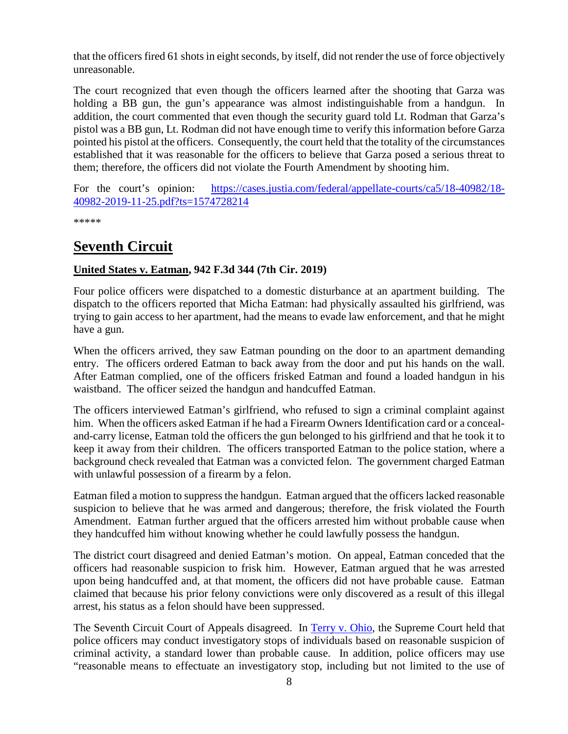that the officers fired 61 shots in eight seconds, by itself, did not render the use of force objectively unreasonable.

The court recognized that even though the officers learned after the shooting that Garza was holding a BB gun, the gun's appearance was almost indistinguishable from a handgun. In addition, the court commented that even though the security guard told Lt. Rodman that Garza's pistol was a BB gun, Lt. Rodman did not have enough time to verify this information before Garza pointed his pistol at the officers. Consequently, the court held that the totality of the circumstances established that it was reasonable for the officers to believe that Garza posed a serious threat to them; therefore, the officers did not violate the Fourth Amendment by shooting him.

For the court's opinion: [https://cases.justia.com/federal/appellate-courts/ca5/18-40982/18-40982-2019-11-25.pdf?ts=1574728214](https://cases.justia.com/federal/appellate-courts/ca5/18-40982/18-40982-2019-11-25.pdf?ts=1574728214)

*****

## Seventh Circuit

**United States v. Eatman, 942 F.3d 344 (7th Cir. 2019)**

Four police officers were dispatched to a domestic disturbance at an apartment building. The dispatch to the officers reported that Micha Eatman: had physically assaulted his girlfriend, was trying to gain access to her apartment, had the means to evade law enforcement, and that he might have a gun.

When the officers arrived, they saw Eatman pounding on the door to an apartment demanding entry. The officers ordered Eatman to back away from the door and put his hands on the wall. After Eatman complied, one of the officers frisked Eatman and found a loaded handgun in his waistband. The officer seized the handgun and handcuffed Eatman.

The officers interviewed Eatman's girlfriend, who refused to sign a criminal complaint against him. When the officers asked Eatman if he had a Firearm Owners Identification card or a conceal-and-carry license, Eatman told the officers the gun belonged to his girlfriend and that he took it to keep it away from their children. The officers transported Eatman to the police station, where a background check revealed that Eatman was a convicted felon. The government charged Eatman with unlawful possession of a firearm by a felon.

Eatman filed a motion to suppress the handgun. Eatman argued that the officers lacked reasonable suspicion to believe that he was armed and dangerous; therefore, the frisk violated the Fourth Amendment. Eatman further argued that the officers arrested him without probable cause when they handcuffed him without knowing whether he could lawfully possess the handgun.

The district court disagreed and denied Eatman's motion. On appeal, Eatman conceded that the officers had reasonable suspicion to frisk him. However, Eatman argued that he was arrested upon being handcuffed and, at that moment, the officers did not have probable cause. Eatman claimed that because his prior felony convictions were only discovered as a result of this illegal arrest, his status as a felon should have been suppressed.

The Seventh Circuit Court of Appeals disagreed. In Terry v. Ohio, the Supreme Court held that police officers may conduct investigatory stops of individuals based on reasonable suspicion of criminal activity, a standard lower than probable cause. In addition, police officers may use "reasonable means to effectuate an investigatory stop, including but not limited to the use of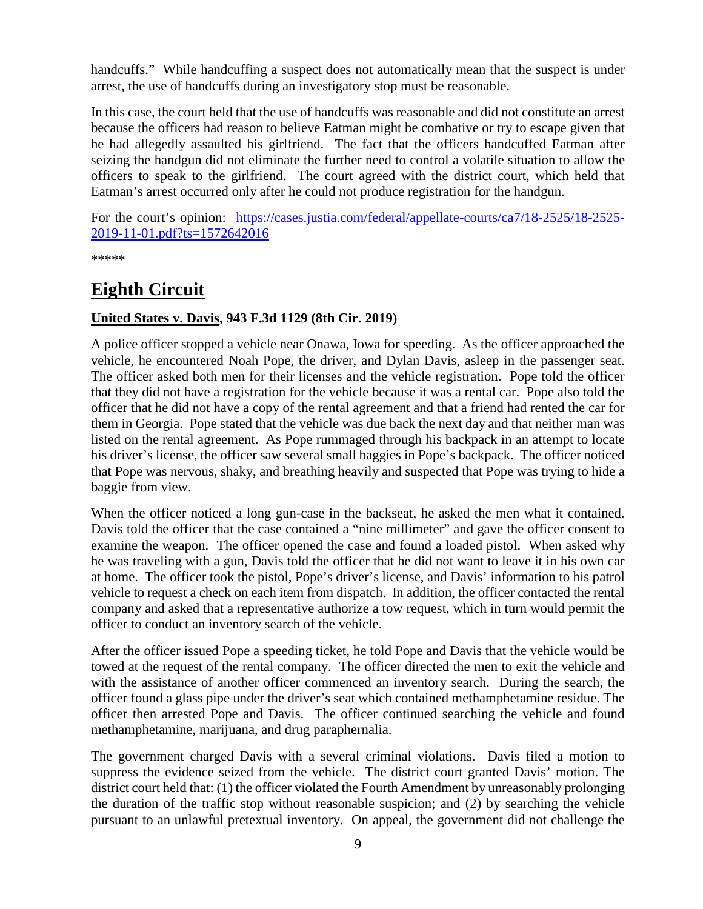handcuffs." While handcuffing a suspect does not automatically mean that the suspect is under arrest, the use of handcuffs during an investigatory stop must be reasonable.

In this case, the court held that the use of handcuffs was reasonable and did not constitute an arrest because the officers had reason to believe Eatman might be combative or try to escape given that he had allegedly assaulted his girlfriend. The fact that the officers handcuffed Eatman after seizing the handgun did not eliminate the further need to control a volatile situation to allow the officers to speak to the girlfriend. The court agreed with the district court, which held that Eatman's arrest occurred only after he could not produce registration for the handgun.

For the court's opinion: [https://cases.justia.com/federal/appellate-courts/ca7/18-2525/18-2525-2019-11-01.pdf?ts=1572642016](https://cases.justia.com/federal/appellate-courts/ca7/18-2525/18-2525-2019-11-01.pdf?ts=1572642016)

*****

## Eighth Circuit

### United States v. Davis, 943 F.3d 1129 (8th Cir. 2019)

A police officer stopped a vehicle near Onawa, Iowa for speeding. As the officer approached the vehicle, he encountered Noah Pope, the driver, and Dylan Davis, asleep in the passenger seat. The officer asked both men for their licenses and the vehicle registration. Pope told the officer that they did not have a registration for the vehicle because it was a rental car. Pope also told the officer that he did not have a copy of the rental agreement and that a friend had rented the car for them in Georgia. Pope stated that the vehicle was due back the next day and that neither man was listed on the rental agreement. As Pope rummaged through his backpack in an attempt to locate his driver's license, the officer saw several small baggies in Pope's backpack. The officer noticed that Pope was nervous, shaky, and breathing heavily and suspected that Pope was trying to hide a baggie from view.

When the officer noticed a long gun-case in the backseat, he asked the men what it contained. Davis told the officer that the case contained a "nine millimeter" and gave the officer consent to examine the weapon. The officer opened the case and found a loaded pistol. When asked why he was traveling with a gun, Davis told the officer that he did not want to leave it in his own car at home. The officer took the pistol, Pope's driver's license, and Davis' information to his patrol vehicle to request a check on each item from dispatch. In addition, the officer contacted the rental company and asked that a representative authorize a tow request, which in turn would permit the officer to conduct an inventory search of the vehicle.

After the officer issued Pope a speeding ticket, he told Pope and Davis that the vehicle would be towed at the request of the rental company. The officer directed the men to exit the vehicle and with the assistance of another officer commenced an inventory search. During the search, the officer found a glass pipe under the driver's seat which contained methamphetamine residue. The officer then arrested Pope and Davis. The officer continued searching the vehicle and found methamphetamine, marijuana, and drug paraphernalia.

The government charged Davis with a several criminal violations. Davis filed a motion to suppress the evidence seized from the vehicle. The district court granted Davis' motion. The district court held that: (1) the officer violated the Fourth Amendment by unreasonably prolonging the duration of the traffic stop without reasonable suspicion; and (2) by searching the vehicle pursuant to an unlawful pretextual inventory. On appeal, the government did not challenge the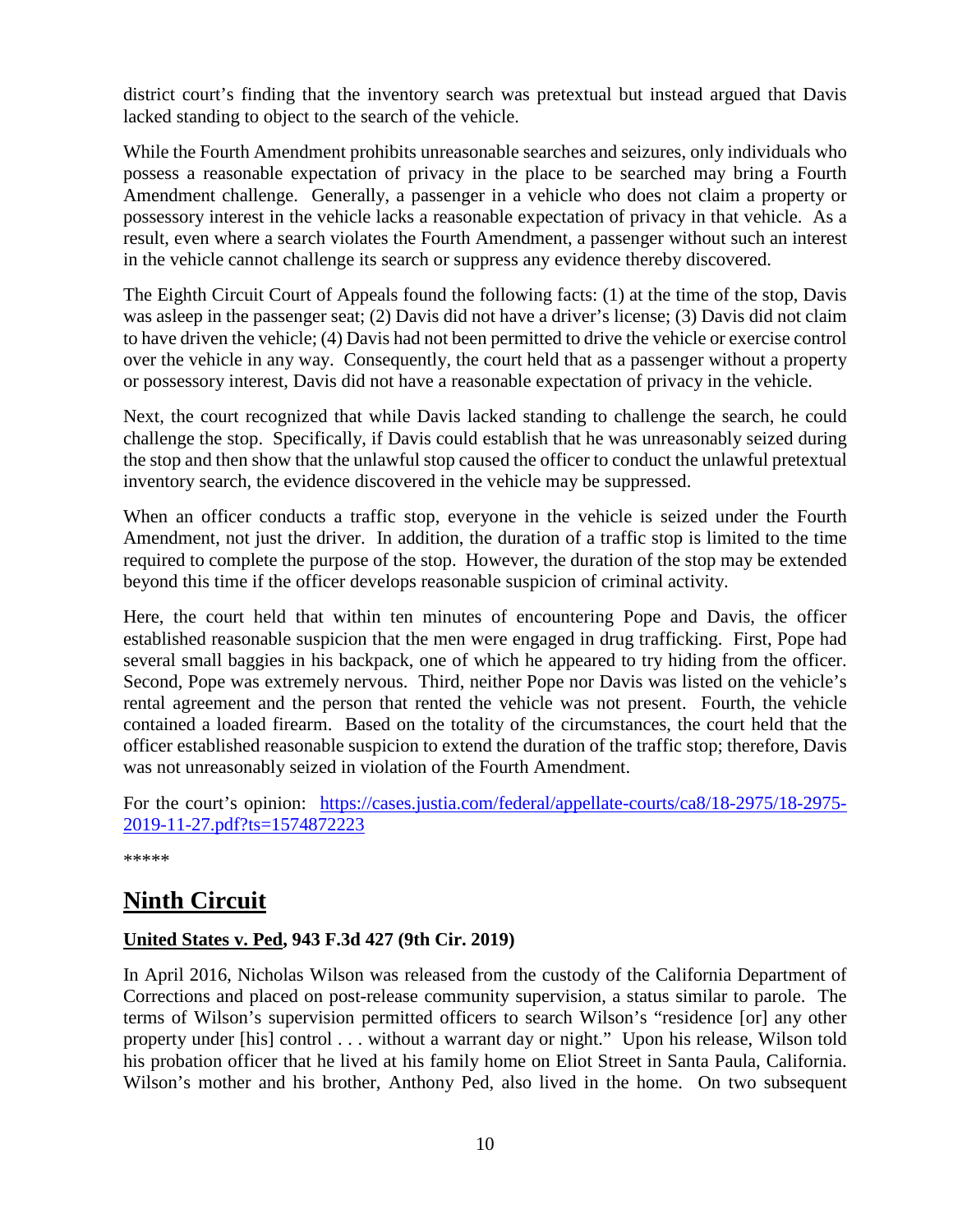district court's finding that the inventory search was pretextual but instead argued that Davis lacked standing to object to the search of the vehicle.

While the Fourth Amendment prohibits unreasonable searches and seizures, only individuals who possess a reasonable expectation of privacy in the place to be searched may bring a Fourth Amendment challenge. Generally, a passenger in a vehicle who does not claim a property or possessory interest in the vehicle lacks a reasonable expectation of privacy in that vehicle. As a result, even where a search violates the Fourth Amendment, a passenger without such an interest in the vehicle cannot challenge its search or suppress any evidence thereby discovered.

The Eighth Circuit Court of Appeals found the following facts: (1) at the time of the stop, Davis was asleep in the passenger seat; (2) Davis did not have a driver's license; (3) Davis did not claim to have driven the vehicle; (4) Davis had not been permitted to drive the vehicle or exercise control over the vehicle in any way. Consequently, the court held that as a passenger without a property or possessory interest, Davis did not have a reasonable expectation of privacy in the vehicle.

Next, the court recognized that while Davis lacked standing to challenge the search, he could challenge the stop. Specifically, if Davis could establish that he was unreasonably seized during the stop and then show that the unlawful stop caused the officer to conduct the unlawful pretextual inventory search, the evidence discovered in the vehicle may be suppressed.

When an officer conducts a traffic stop, everyone in the vehicle is seized under the Fourth Amendment, not just the driver. In addition, the duration of a traffic stop is limited to the time required to complete the purpose of the stop. However, the duration of the stop may be extended beyond this time if the officer develops reasonable suspicion of criminal activity.

Here, the court held that within ten minutes of encountering Pope and Davis, the officer established reasonable suspicion that the men were engaged in drug trafficking. First, Pope had several small baggies in his backpack, one of which he appeared to try hiding from the officer. Second, Pope was extremely nervous. Third, neither Pope nor Davis was listed on the vehicle's rental agreement and the person that rented the vehicle was not present. Fourth, the vehicle contained a loaded firearm. Based on the totality of the circumstances, the court held that the officer established reasonable suspicion to extend the duration of the traffic stop; therefore, Davis was not unreasonably seized in violation of the Fourth Amendment.

For the court's opinion: [https://cases.justia.com/federal/appellate-courts/ca8/18-2975/18-2975-2019-11-27.pdf?ts=1574872223](https://cases.justia.com/federal/appellate-courts/ca8/18-2975/18-2975-2019-11-27.pdf?ts=1574872223)

*****

## Ninth Circuit

### United States v. Ped, 943 F.3d 427 (9th Cir. 2019)

In April 2016, Nicholas Wilson was released from the custody of the California Department of Corrections and placed on post-release community supervision, a status similar to parole. The terms of Wilson's supervision permitted officers to search Wilson's "residence [or] any other property under [his] control . . . without a warrant day or night." Upon his release, Wilson told his probation officer that he lived at his family home on Eliot Street in Santa Paula, California. Wilson's mother and his brother, Anthony Ped, also lived in the home. On two subsequent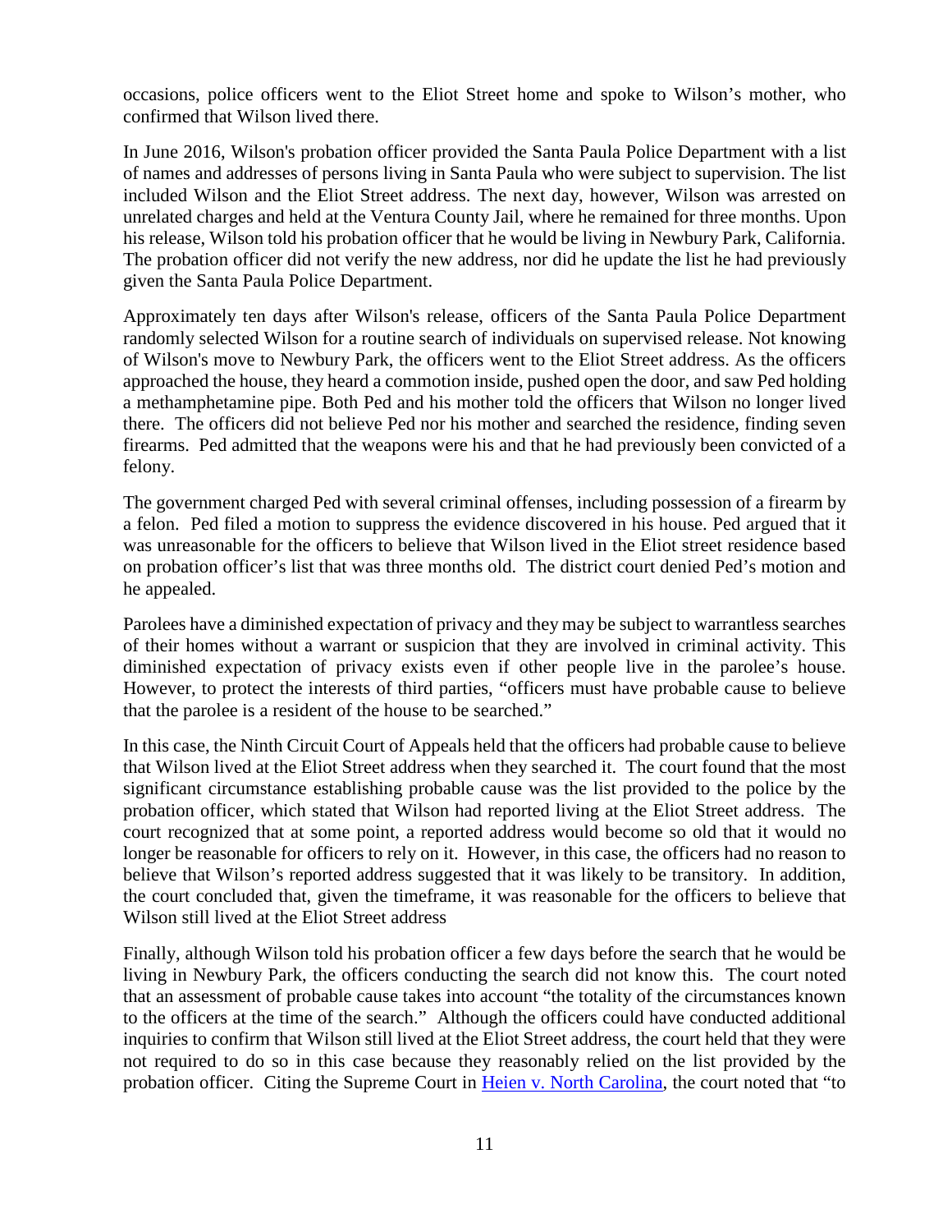occasions, police officers went to the Eliot Street home and spoke to Wilson's mother, who confirmed that Wilson lived there.

In June 2016, Wilson's probation officer provided the Santa Paula Police Department with a list of names and addresses of persons living in Santa Paula who were subject to supervision. The list included Wilson and the Eliot Street address. The next day, however, Wilson was arrested on unrelated charges and held at the Ventura County Jail, where he remained for three months. Upon his release, Wilson told his probation officer that he would be living in Newbury Park, California. The probation officer did not verify the new address, nor did he update the list he had previously given the Santa Paula Police Department.

Approximately ten days after Wilson's release, officers of the Santa Paula Police Department randomly selected Wilson for a routine search of individuals on supervised release. Not knowing of Wilson's move to Newbury Park, the officers went to the Eliot Street address. As the officers approached the house, they heard a commotion inside, pushed open the door, and saw Ped holding a methamphetamine pipe. Both Ped and his mother told the officers that Wilson no longer lived there. The officers did not believe Ped nor his mother and searched the residence, finding seven firearms. Ped admitted that the weapons were his and that he had previously been convicted of a felony.

The government charged Ped with several criminal offenses, including possession of a firearm by a felon. Ped filed a motion to suppress the evidence discovered in his house. Ped argued that it was unreasonable for the officers to believe that Wilson lived in the Eliot street residence based on probation officer's list that was three months old. The district court denied Ped's motion and he appealed.

Parolees have a diminished expectation of privacy and they may be subject to warrantless searches of their homes without a warrant or suspicion that they are involved in criminal activity. This diminished expectation of privacy exists even if other people live in the parolee's house. However, to protect the interests of third parties, "officers must have probable cause to believe that the parolee is a resident of the house to be searched."

In this case, the Ninth Circuit Court of Appeals held that the officers had probable cause to believe that Wilson lived at the Eliot Street address when they searched it. The court found that the most significant circumstance establishing probable cause was the list provided to the police by the probation officer, which stated that Wilson had reported living at the Eliot Street address. The court recognized that at some point, a reported address would become so old that it would no longer be reasonable for officers to rely on it. However, in this case, the officers had no reason to believe that Wilson's reported address suggested that it was likely to be transitory. In addition, the court concluded that, given the timeframe, it was reasonable for the officers to believe that Wilson still lived at the Eliot Street address

Finally, although Wilson told his probation officer a few days before the search that he would be living in Newbury Park, the officers conducting the search did not know this. The court noted that an assessment of probable cause takes into account "the totality of the circumstances known to the officers at the time of the search." Although the officers could have conducted additional inquiries to confirm that Wilson still lived at the Eliot Street address, the court held that they were not required to do so in this case because they reasonably relied on the list provided by the probation officer. Citing the Supreme Court in Heien v. North Carolina, the court noted that "to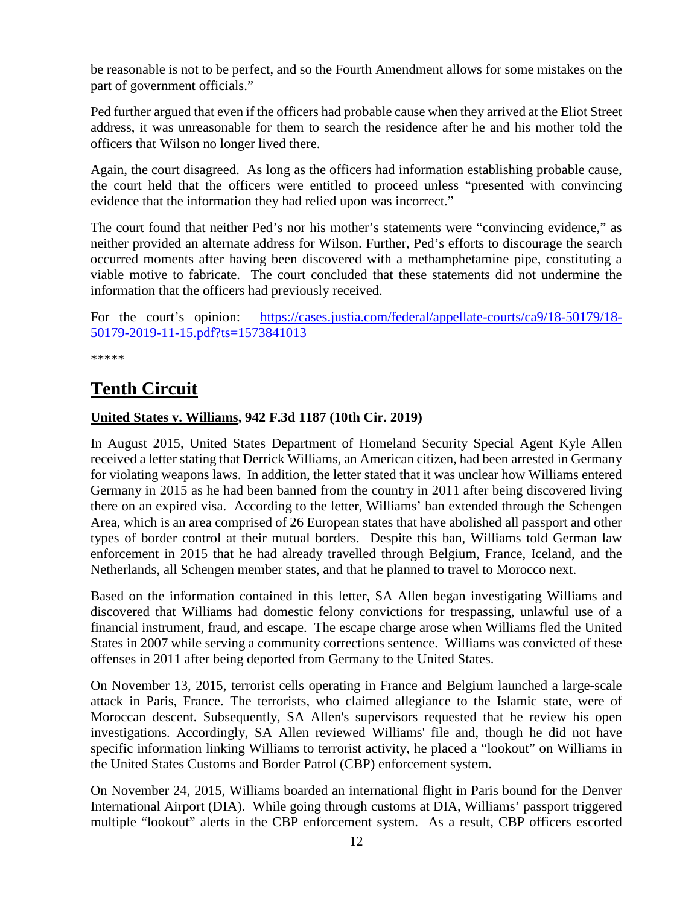be reasonable is not to be perfect, and so the Fourth Amendment allows for some mistakes on the part of government officials."

Ped further argued that even if the officers had probable cause when they arrived at the Eliot Street address, it was unreasonable for them to search the residence after he and his mother told the officers that Wilson no longer lived there.

Again, the court disagreed. As long as the officers had information establishing probable cause, the court held that the officers were entitled to proceed unless "presented with convincing evidence that the information they had relied upon was incorrect."

The court found that neither Ped's nor his mother's statements were "convincing evidence," as neither provided an alternate address for Wilson. Further, Ped's efforts to discourage the search occurred moments after having been discovered with a methamphetamine pipe, constituting a viable motive to fabricate. The court concluded that these statements did not undermine the information that the officers had previously received.

For the court's opinion: [https://cases.justia.com/federal/appellate-courts/ca9/18-50179/18-50179-2019-11-15.pdf?ts=1573841013](https://cases.justia.com/federal/appellate-courts/ca9/18-50179/18-50179-2019-11-15.pdf?ts=1573841013)

*****

# Tenth Circuit

### United States v. Williams, 942 F.3d 1187 (10th Cir. 2019)

In August 2015, United States Department of Homeland Security Special Agent Kyle Allen received a letter stating that Derrick Williams, an American citizen, had been arrested in Germany for violating weapons laws. In addition, the letter stated that it was unclear how Williams entered Germany in 2015 as he had been banned from the country in 2011 after being discovered living there on an expired visa. According to the letter, Williams' ban extended through the Schengen Area, which is an area comprised of 26 European states that have abolished all passport and other types of border control at their mutual borders. Despite this ban, Williams told German law enforcement in 2015 that he had already travelled through Belgium, France, Iceland, and the Netherlands, all Schengen member states, and that he planned to travel to Morocco next.

Based on the information contained in this letter, SA Allen began investigating Williams and discovered that Williams had domestic felony convictions for trespassing, unlawful use of a financial instrument, fraud, and escape. The escape charge arose when Williams fled the United States in 2007 while serving a community corrections sentence. Williams was convicted of these offenses in 2011 after being deported from Germany to the United States.

On November 13, 2015, terrorist cells operating in France and Belgium launched a large-scale attack in Paris, France. The terrorists, who claimed allegiance to the Islamic state, were of Moroccan descent. Subsequently, SA Allen's supervisors requested that he review his open investigations. Accordingly, SA Allen reviewed Williams' file and, though he did not have specific information linking Williams to terrorist activity, he placed a "lookout" on Williams in the United States Customs and Border Patrol (CBP) enforcement system.

On November 24, 2015, Williams boarded an international flight in Paris bound for the Denver International Airport (DIA). While going through customs at DIA, Williams' passport triggered multiple "lookout" alerts in the CBP enforcement system. As a result, CBP officers escorted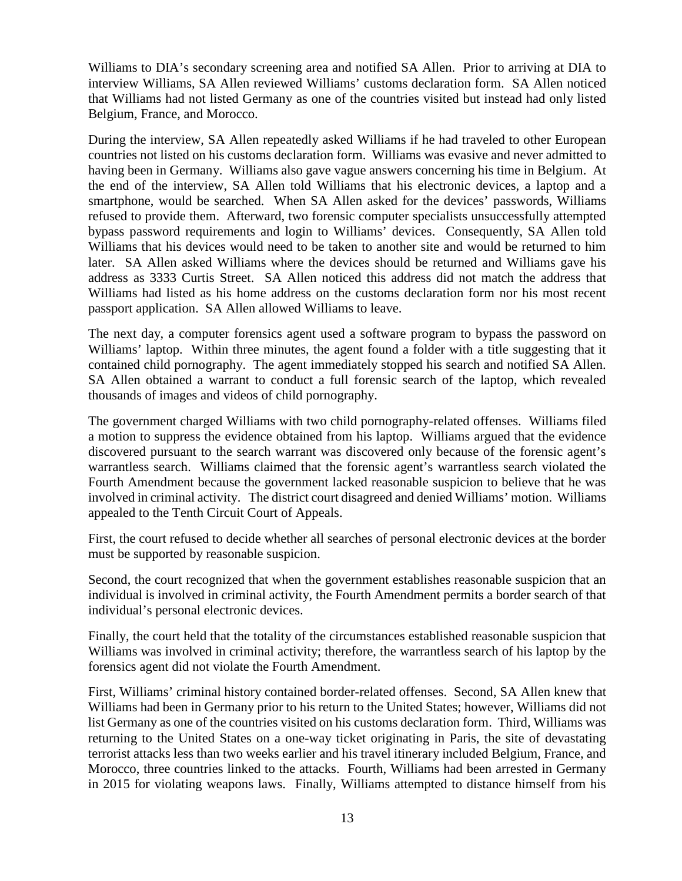Williams to DIA's secondary screening area and notified SA Allen. Prior to arriving at DIA to interview Williams, SA Allen reviewed Williams' customs declaration form. SA Allen noticed that Williams had not listed Germany as one of the countries visited but instead had only listed Belgium, France, and Morocco.

During the interview, SA Allen repeatedly asked Williams if he had traveled to other European countries not listed on his customs declaration form. Williams was evasive and never admitted to having been in Germany. Williams also gave vague answers concerning his time in Belgium. At the end of the interview, SA Allen told Williams that his electronic devices, a laptop and a smartphone, would be searched. When SA Allen asked for the devices' passwords, Williams refused to provide them. Afterward, two forensic computer specialists unsuccessfully attempted bypass password requirements and login to Williams' devices. Consequently, SA Allen told Williams that his devices would need to be taken to another site and would be returned to him later. SA Allen asked Williams where the devices should be returned and Williams gave his address as 3333 Curtis Street. SA Allen noticed this address did not match the address that Williams had listed as his home address on the customs declaration form nor his most recent passport application. SA Allen allowed Williams to leave.

The next day, a computer forensics agent used a software program to bypass the password on Williams' laptop. Within three minutes, the agent found a folder with a title suggesting that it contained child pornography. The agent immediately stopped his search and notified SA Allen. SA Allen obtained a warrant to conduct a full forensic search of the laptop, which revealed thousands of images and videos of child pornography.

The government charged Williams with two child pornography-related offenses. Williams filed a motion to suppress the evidence obtained from his laptop. Williams argued that the evidence discovered pursuant to the search warrant was discovered only because of the forensic agent's warrantless search. Williams claimed that the forensic agent's warrantless search violated the Fourth Amendment because the government lacked reasonable suspicion to believe that he was involved in criminal activity. The district court disagreed and denied Williams' motion. Williams appealed to the Tenth Circuit Court of Appeals.

First, the court refused to decide whether all searches of personal electronic devices at the border must be supported by reasonable suspicion.

Second, the court recognized that when the government establishes reasonable suspicion that an individual is involved in criminal activity, the Fourth Amendment permits a border search of that individual's personal electronic devices.

Finally, the court held that the totality of the circumstances established reasonable suspicion that Williams was involved in criminal activity; therefore, the warrantless search of his laptop by the forensics agent did not violate the Fourth Amendment.

First, Williams' criminal history contained border-related offenses. Second, SA Allen knew that Williams had been in Germany prior to his return to the United States; however, Williams did not list Germany as one of the countries visited on his customs declaration form. Third, Williams was returning to the United States on a one-way ticket originating in Paris, the site of devastating terrorist attacks less than two weeks earlier and his travel itinerary included Belgium, France, and Morocco, three countries linked to the attacks. Fourth, Williams had been arrested in Germany in 2015 for violating weapons laws. Finally, Williams attempted to distance himself from his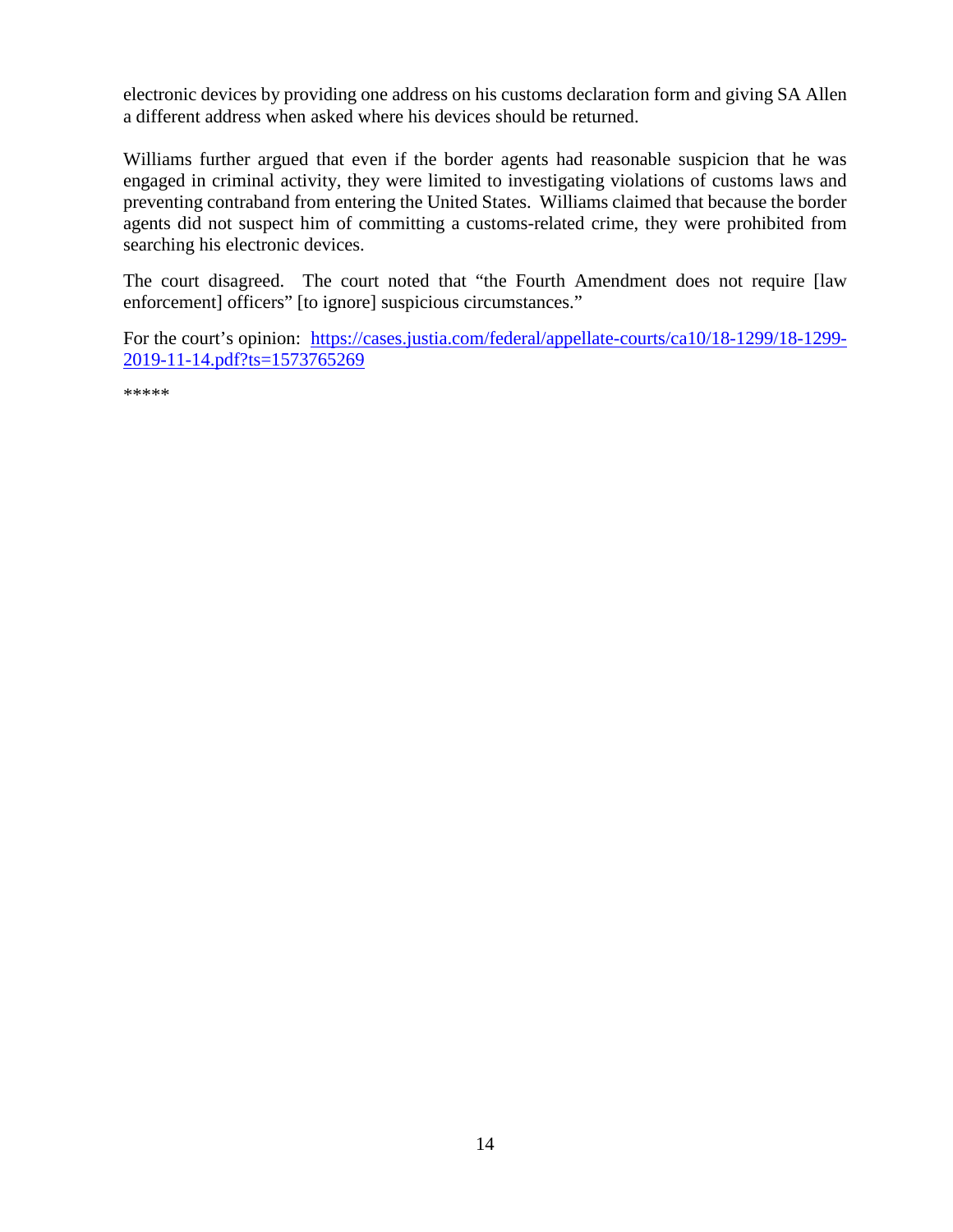electronic devices by providing one address on his customs declaration form and giving SA Allen a different address when asked where his devices should be returned.

Williams further argued that even if the border agents had reasonable suspicion that he was engaged in criminal activity, they were limited to investigating violations of customs laws and preventing contraband from entering the United States. Williams claimed that because the border agents did not suspect him of committing a customs-related crime, they were prohibited from searching his electronic devices.

The court disagreed. The court noted that "the Fourth Amendment does not require [law enforcement] officers" [to ignore] suspicious circumstances."

For the court's opinion: [https://cases.justia.com/federal/appellate-courts/ca10/18-1299/18-1299-2019-11-14.pdf?ts=1573765269](https://cases.justia.com/federal/appellate-courts/ca10/18-1299/18-1299-2019-11-14.pdf?ts=1573765269)

*****